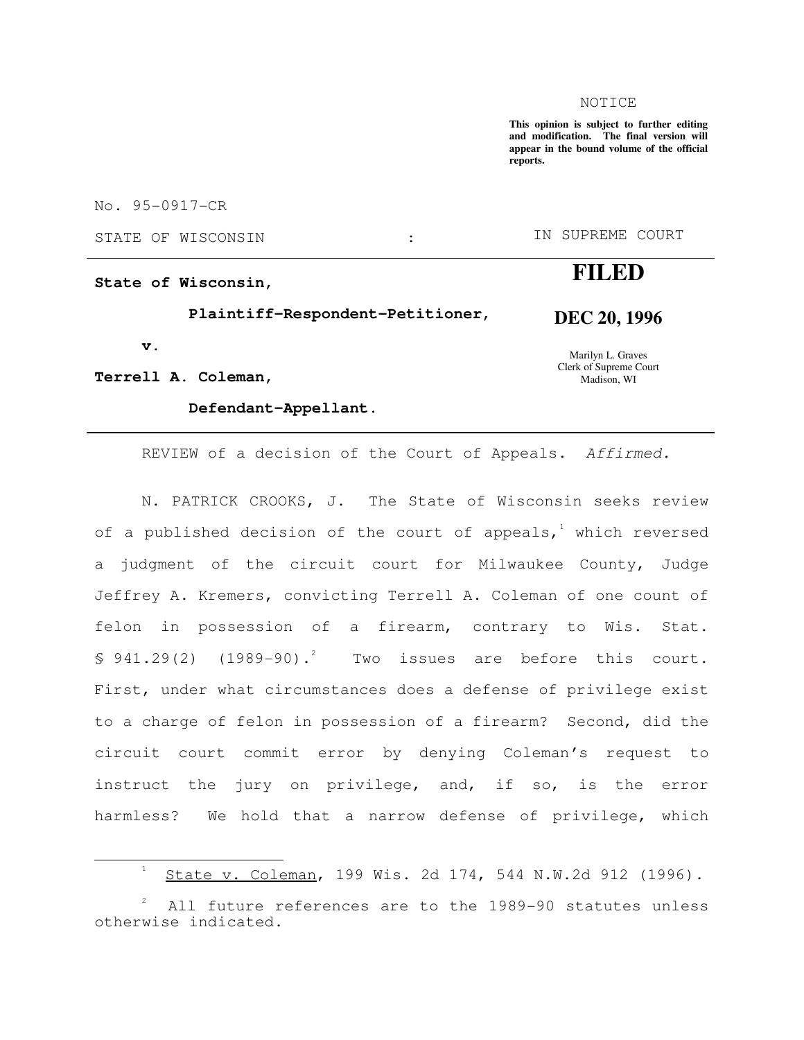NOTICE

**This opinion is subject to further editing and modification. The final version will appear in the bound volume of the official reports.**

No. 95-0917-CR

STATE OF WISCONSIN : IN SUPREME COURT

**State of Wisconsin,**

**Plaintiff-Respondent-Petitioner,**

**v.**

**Terrell A. Coleman,**

**Defendant-Appellant.**

**FILED**

**DEC 20, 1996**

Marilyn L. Graves
Clerk of Supreme Court
Madison, WI

REVIEW of a decision of the Court of Appeals. *Affirmed.*

N. PATRICK CROOKS, J. The State of Wisconsin seeks review of a published decision of the court of appeals,[1] which reversed a judgment of the circuit court for Milwaukee County, Judge Jeffrey A. Kremers, convicting Terrell A. Coleman of one count of felon in possession of a firearm, contrary to Wis. Stat. § 941.29(2) (1989-90).[2] Two issues are before this court. First, under what circumstances does a defense of privilege exist to a charge of felon in possession of a firearm? Second, did the circuit court commit error by denying Coleman's request to instruct the jury on privilege, and, if so, is the error harmless? We hold that a narrow defense of privilege, which

---

[1] State v. Coleman, 199 Wis. 2d 174, 544 N.W.2d 912 (1996).

[2] All future references are to the 1989-90 statutes unless otherwise indicated.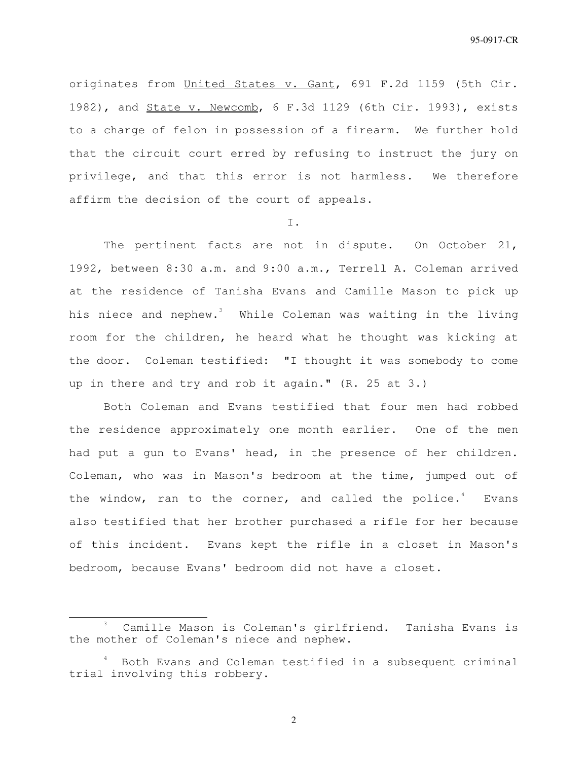originates from United States v. Gant, 691 F.2d 1159 (5th Cir. 1982), and State v. Newcomb, 6 F.3d 1129 (6th Cir. 1993), exists to a charge of felon in possession of a firearm. We further hold that the circuit court erred by refusing to instruct the jury on privilege, and that this error is not harmless. We therefore affirm the decision of the court of appeals.

## I.

The pertinent facts are not in dispute. On October 21, 1992, between 8:30 a.m. and 9:00 a.m., Terrell A. Coleman arrived at the residence of Tanisha Evans and Camille Mason to pick up his niece and nephew.[3] While Coleman was waiting in the living room for the children, he heard what he thought was kicking at the door. Coleman testified: "I thought it was somebody to come up in there and try and rob it again." (R. 25 at 3.)

Both Coleman and Evans testified that four men had robbed the residence approximately one month earlier. One of the men had put a gun to Evans' head, in the presence of her children. Coleman, who was in Mason's bedroom at the time, jumped out of the window, ran to the corner, and called the police.[4] Evans also testified that her brother purchased a rifle for her because of this incident. Evans kept the rifle in a closet in Mason's bedroom, because Evans' bedroom did not have a closet.

---

[3] Camille Mason is Coleman's girlfriend. Tanisha Evans is the mother of Coleman's niece and nephew.

[4] Both Evans and Coleman testified in a subsequent criminal trial involving this robbery.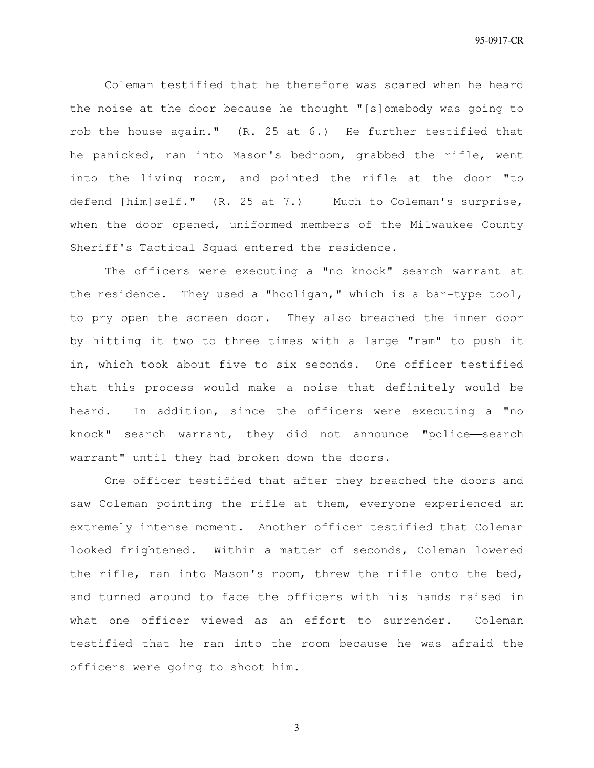Coleman testified that he therefore was scared when he heard the noise at the door because he thought "[s]omebody was going to rob the house again." (R. 25 at 6.) He further testified that he panicked, ran into Mason's bedroom, grabbed the rifle, went into the living room, and pointed the rifle at the door "to defend [him]self." (R. 25 at 7.) Much to Coleman's surprise, when the door opened, uniformed members of the Milwaukee County Sheriff's Tactical Squad entered the residence.

The officers were executing a "no knock" search warrant at the residence. They used a "hooligan," which is a bar-type tool, to pry open the screen door. They also breached the inner door by hitting it two to three times with a large "ram" to push it in, which took about five to six seconds. One officer testified that this process would make a noise that definitely would be heard. In addition, since the officers were executing a "no knock" search warrant, they did not announce "police——search warrant" until they had broken down the doors.

One officer testified that after they breached the doors and saw Coleman pointing the rifle at them, everyone experienced an extremely intense moment. Another officer testified that Coleman looked frightened. Within a matter of seconds, Coleman lowered the rifle, ran into Mason's room, threw the rifle onto the bed, and turned around to face the officers with his hands raised in what one officer viewed as an effort to surrender. Coleman testified that he ran into the room because he was afraid the officers were going to shoot him.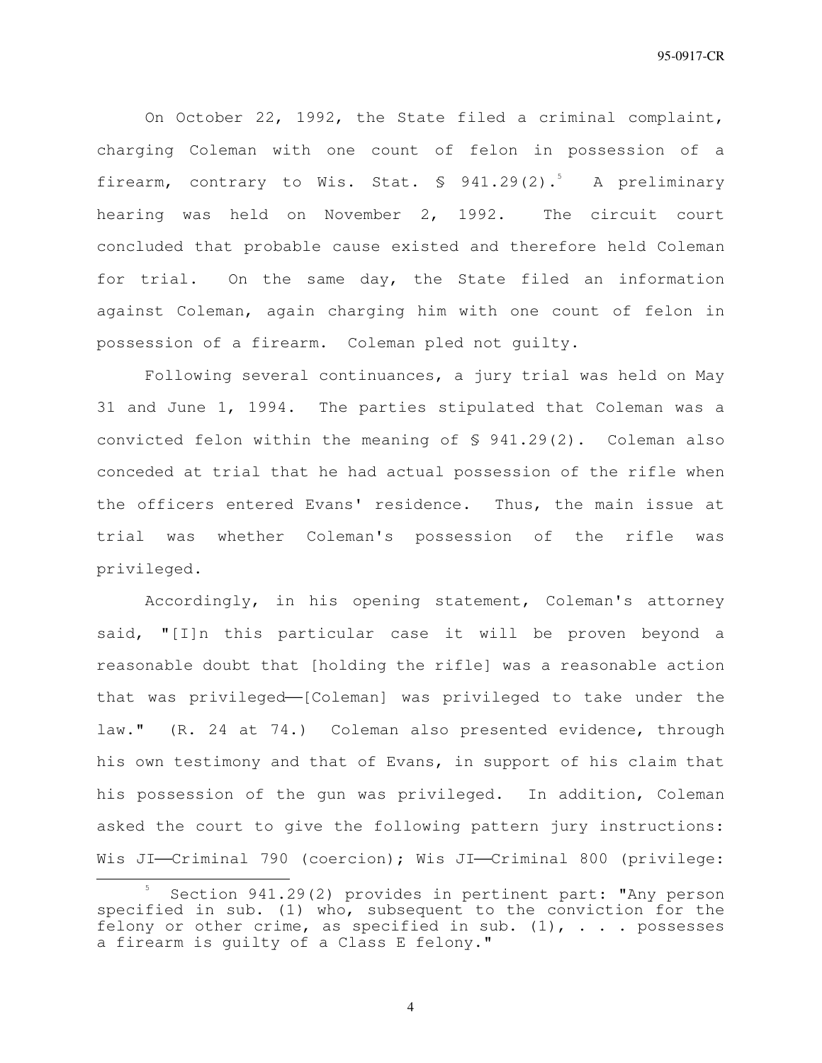On October 22, 1992, the State filed a criminal complaint, charging Coleman with one count of felon in possession of a firearm, contrary to Wis. Stat. § 941.29(2).[5] A preliminary hearing was held on November 2, 1992. The circuit court concluded that probable cause existed and therefore held Coleman for trial. On the same day, the State filed an information against Coleman, again charging him with one count of felon in possession of a firearm. Coleman pled not guilty.

Following several continuances, a jury trial was held on May 31 and June 1, 1994. The parties stipulated that Coleman was a convicted felon within the meaning of § 941.29(2). Coleman also conceded at trial that he had actual possession of the rifle when the officers entered Evans' residence. Thus, the main issue at trial was whether Coleman's possession of the rifle was privileged.

Accordingly, in his opening statement, Coleman's attorney said, "[I]n this particular case it will be proven beyond a reasonable doubt that [holding the rifle] was a reasonable action that was privileged——[Coleman] was privileged to take under the law." (R. 24 at 74.) Coleman also presented evidence, through his own testimony and that of Evans, in support of his claim that his possession of the gun was privileged. In addition, Coleman asked the court to give the following pattern jury instructions: Wis JI——Criminal 790 (coercion); Wis JI——Criminal 800 (privilege:

---

[5] Section 941.29(2) provides in pertinent part: "Any person specified in sub. (1) who, subsequent to the conviction for the felony or other crime, as specified in sub. (1), . . . possesses a firearm is guilty of a Class E felony."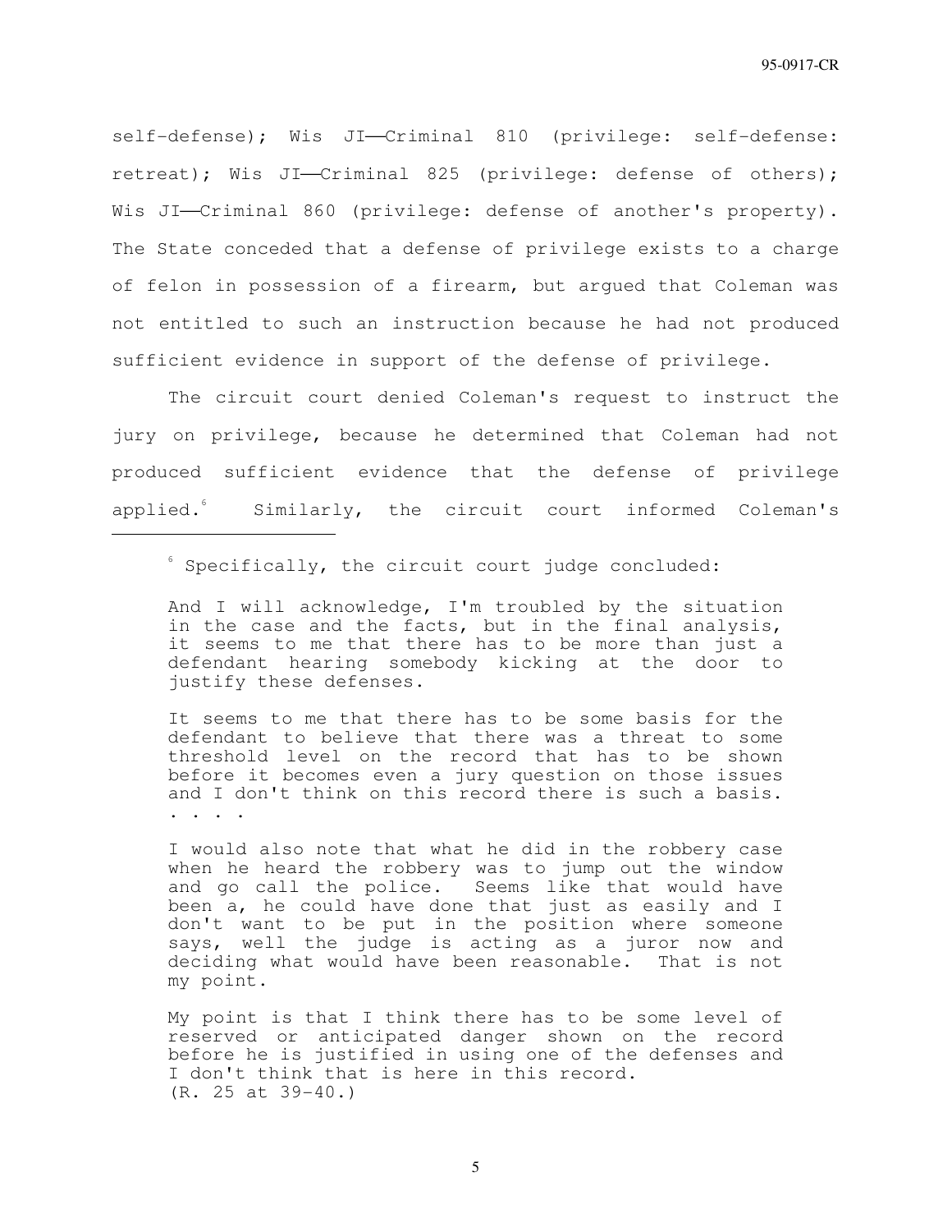self-defense); Wis JI—Criminal 810 (privilege: self-defense: retreat); Wis JI—Criminal 825 (privilege: defense of others); Wis JI—Criminal 860 (privilege: defense of another's property). The State conceded that a defense of privilege exists to a charge of felon in possession of a firearm, but argued that Coleman was not entitled to such an instruction because he had not produced sufficient evidence in support of the defense of privilege.

The circuit court denied Coleman's request to instruct the jury on privilege, because he determined that Coleman had not produced sufficient evidence that the defense of privilege applied.[6] Similarly, the circuit court informed Coleman's

---

[6] Specifically, the circuit court judge concluded:

> And I will acknowledge, I'm troubled by the situation in the case and the facts, but in the final analysis, it seems to me that there has to be more than just a defendant hearing somebody kicking at the door to justify these defenses.
>
> It seems to me that there has to be some basis for the defendant to believe that there was a threat to some threshold level on the record that has to be shown before it becomes even a jury question on those issues and I don't think on this record there is such a basis. . . . .
>
> I would also note that what he did in the robbery case when he heard the robbery was to jump out the window and go call the police. Seems like that would have been a, he could have done that just as easily and I don't want to be put in the position where someone says, well the judge is acting as a juror now and deciding what would have been reasonable. That is not my point.
>
> My point is that I think there has to be some level of reserved or anticipated danger shown on the record before he is justified in using one of the defenses and I don't think that is here in this record.
> (R. 25 at 39-40.)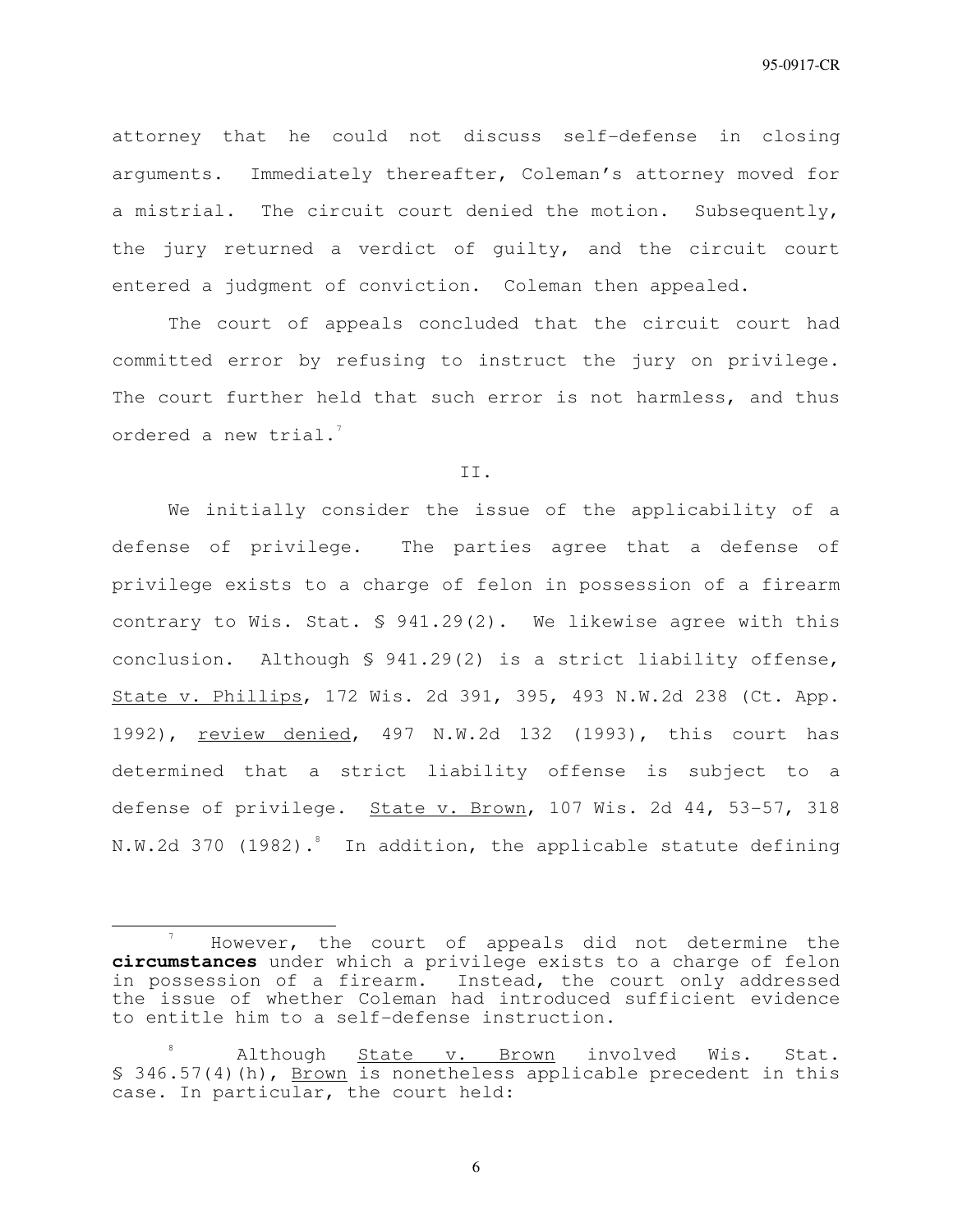attorney that he could not discuss self-defense in closing arguments. Immediately thereafter, Coleman's attorney moved for a mistrial. The circuit court denied the motion. Subsequently, the jury returned a verdict of guilty, and the circuit court entered a judgment of conviction. Coleman then appealed.

The court of appeals concluded that the circuit court had committed error by refusing to instruct the jury on privilege. The court further held that such error is not harmless, and thus ordered a new trial.[7]

II.

We initially consider the issue of the applicability of a defense of privilege. The parties agree that a defense of privilege exists to a charge of felon in possession of a firearm contrary to Wis. Stat. § 941.29(2). We likewise agree with this conclusion. Although § 941.29(2) is a strict liability offense, State v. Phillips, 172 Wis. 2d 391, 395, 493 N.W.2d 238 (Ct. App. 1992), review denied, 497 N.W.2d 132 (1993), this court has determined that a strict liability offense is subject to a defense of privilege. State v. Brown, 107 Wis. 2d 44, 53-57, 318 N.W.2d 370 (1982).[8] In addition, the applicable statute defining

---

[7] However, the court of appeals did not determine the **circumstances** under which a privilege exists to a charge of felon in possession of a firearm. Instead, the court only addressed the issue of whether Coleman had introduced sufficient evidence to entitle him to a self-defense instruction.

[8] Although State v. Brown involved Wis. Stat. § 346.57(4)(h), Brown is nonetheless applicable precedent in this case. In particular, the court held: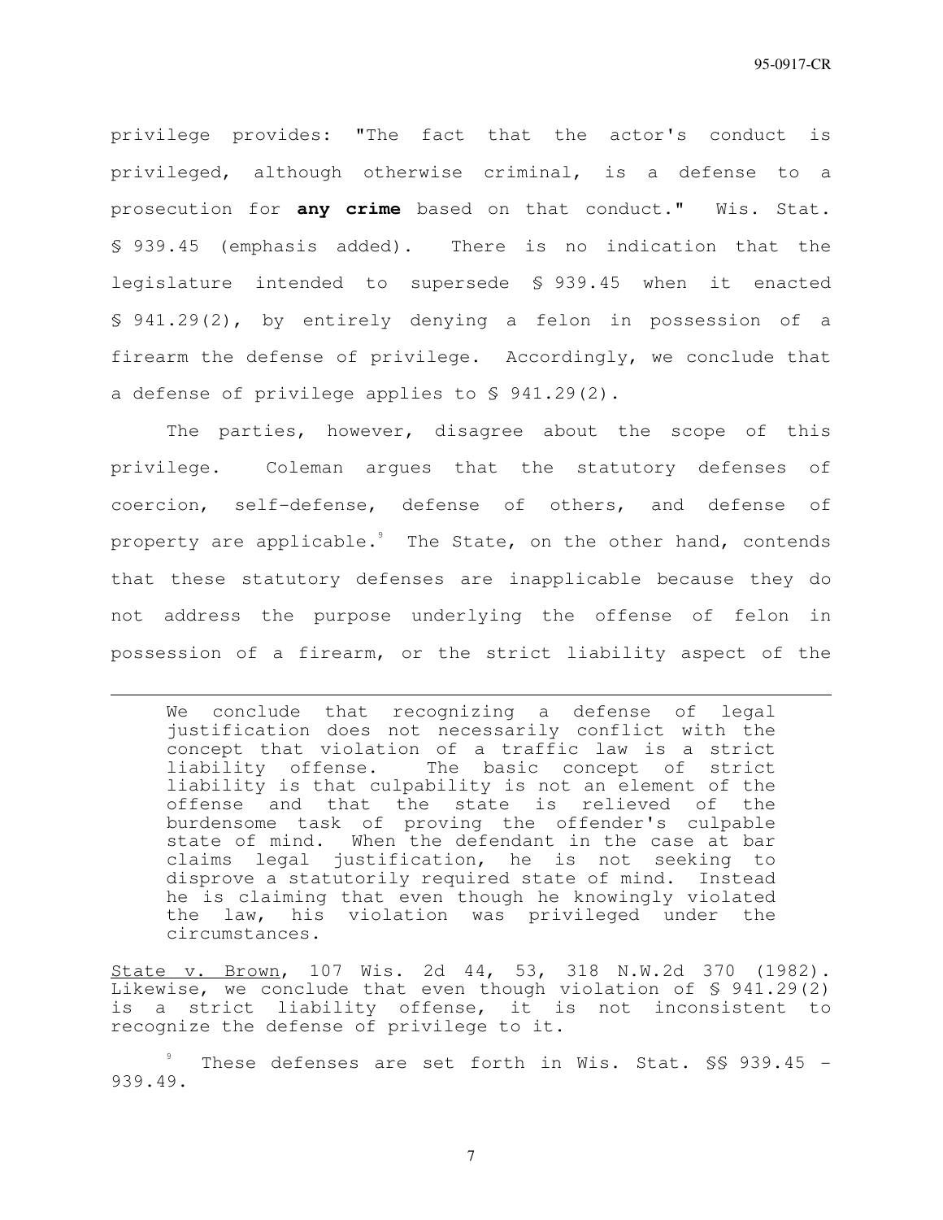privilege provides: "The fact that the actor's conduct is privileged, although otherwise criminal, is a defense to a prosecution for **any crime** based on that conduct." Wis. Stat. § 939.45 (emphasis added). There is no indication that the legislature intended to supersede § 939.45 when it enacted § 941.29(2), by entirely denying a felon in possession of a firearm the defense of privilege. Accordingly, we conclude that a defense of privilege applies to § 941.29(2).

The parties, however, disagree about the scope of this privilege. Coleman argues that the statutory defenses of coercion, self-defense, defense of others, and defense of property are applicable.[9] The State, on the other hand, contends that these statutory defenses are inapplicable because they do not address the purpose underlying the offense of felon in possession of a firearm, or the strict liability aspect of the

---

> We conclude that recognizing a defense of legal justification does not necessarily conflict with the concept that violation of a traffic law is a strict liability offense. The basic concept of strict liability is that culpability is not an element of the offense and that the state is relieved of the burdensome task of proving the offender's culpable state of mind. When the defendant in the case at bar claims legal justification, he is not seeking to disprove a statutorily required state of mind. Instead he is claiming that even though he knowingly violated the law, his violation was privileged under the circumstances.

State v. Brown, 107 Wis. 2d 44, 53, 318 N.W.2d 370 (1982). Likewise, we conclude that even though violation of § 941.29(2) is a strict liability offense, it is not inconsistent to recognize the defense of privilege to it.

[9] These defenses are set forth in Wis. Stat. §§ 939.45 - 939.49.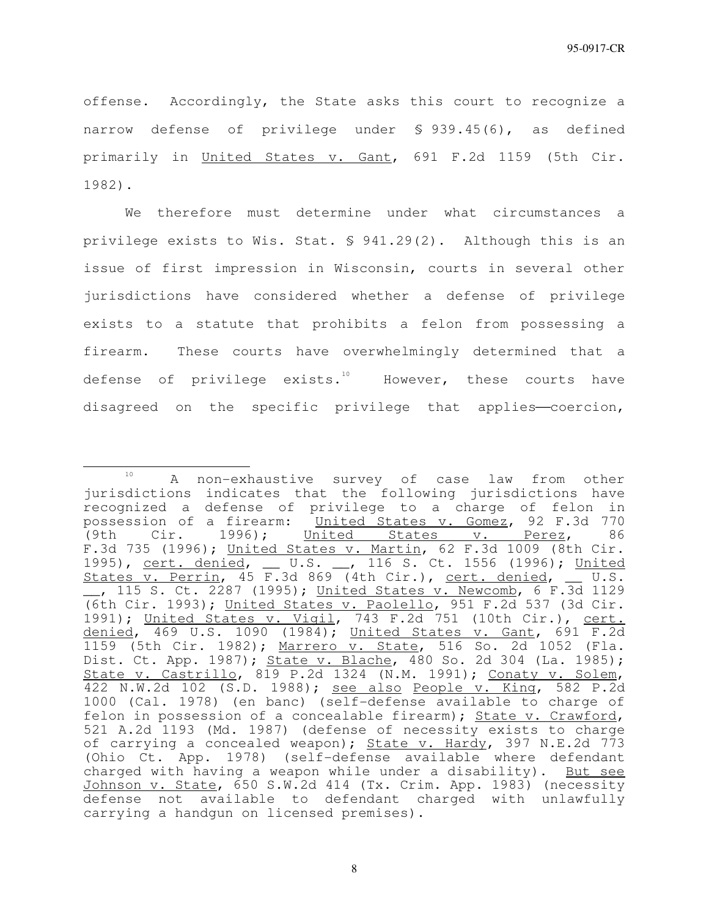offense. Accordingly, the State asks this court to recognize a narrow defense of privilege under § 939.45(6), as defined primarily in United States v. Gant, 691 F.2d 1159 (5th Cir. 1982).

We therefore must determine under what circumstances a privilege exists to Wis. Stat. § 941.29(2). Although this is an issue of first impression in Wisconsin, courts in several other jurisdictions have considered whether a defense of privilege exists to a statute that prohibits a felon from possessing a firearm. These courts have overwhelmingly determined that a defense of privilege exists.[10] However, these courts have disagreed on the specific privilege that applies——coercion,

---

[10] A non-exhaustive survey of case law from other jurisdictions indicates that the following jurisdictions have recognized a defense of privilege to a charge of felon in possession of a firearm: United States v. Gomez, 92 F.3d 770 (9th Cir. 1996); United States v. Perez, 86 F.3d 735 (1996); United States v. Martin, 62 F.3d 1009 (8th Cir. 1995), cert. denied, __ U.S. __, 116 S. Ct. 1556 (1996); United States v. Perrin, 45 F.3d 869 (4th Cir.), cert. denied, __ U.S. __, 115 S. Ct. 2287 (1995); United States v. Newcomb, 6 F.3d 1129 (6th Cir. 1993); United States v. Paolello, 951 F.2d 537 (3d Cir. 1991); United States v. Vigil, 743 F.2d 751 (10th Cir.), cert. denied, 469 U.S. 1090 (1984); United States v. Gant, 691 F.2d 1159 (5th Cir. 1982); Marrero v. State, 516 So. 2d 1052 (Fla. Dist. Ct. App. 1987); State v. Blache, 480 So. 2d 304 (La. 1985); State v. Castrillo, 819 P.2d 1324 (N.M. 1991); Conaty v. Solem, 422 N.W.2d 102 (S.D. 1988); see also People v. King, 582 P.2d 1000 (Cal. 1978) (en banc) (self-defense available to charge of felon in possession of a concealable firearm); State v. Crawford, 521 A.2d 1193 (Md. 1987) (defense of necessity exists to charge of carrying a concealed weapon); State v. Hardy, 397 N.E.2d 773 (Ohio Ct. App. 1978) (self-defense available where defendant charged with having a weapon while under a disability). But see Johnson v. State, 650 S.W.2d 414 (Tx. Crim. App. 1983) (necessity defense not available to defendant charged with unlawfully carrying a handgun on licensed premises).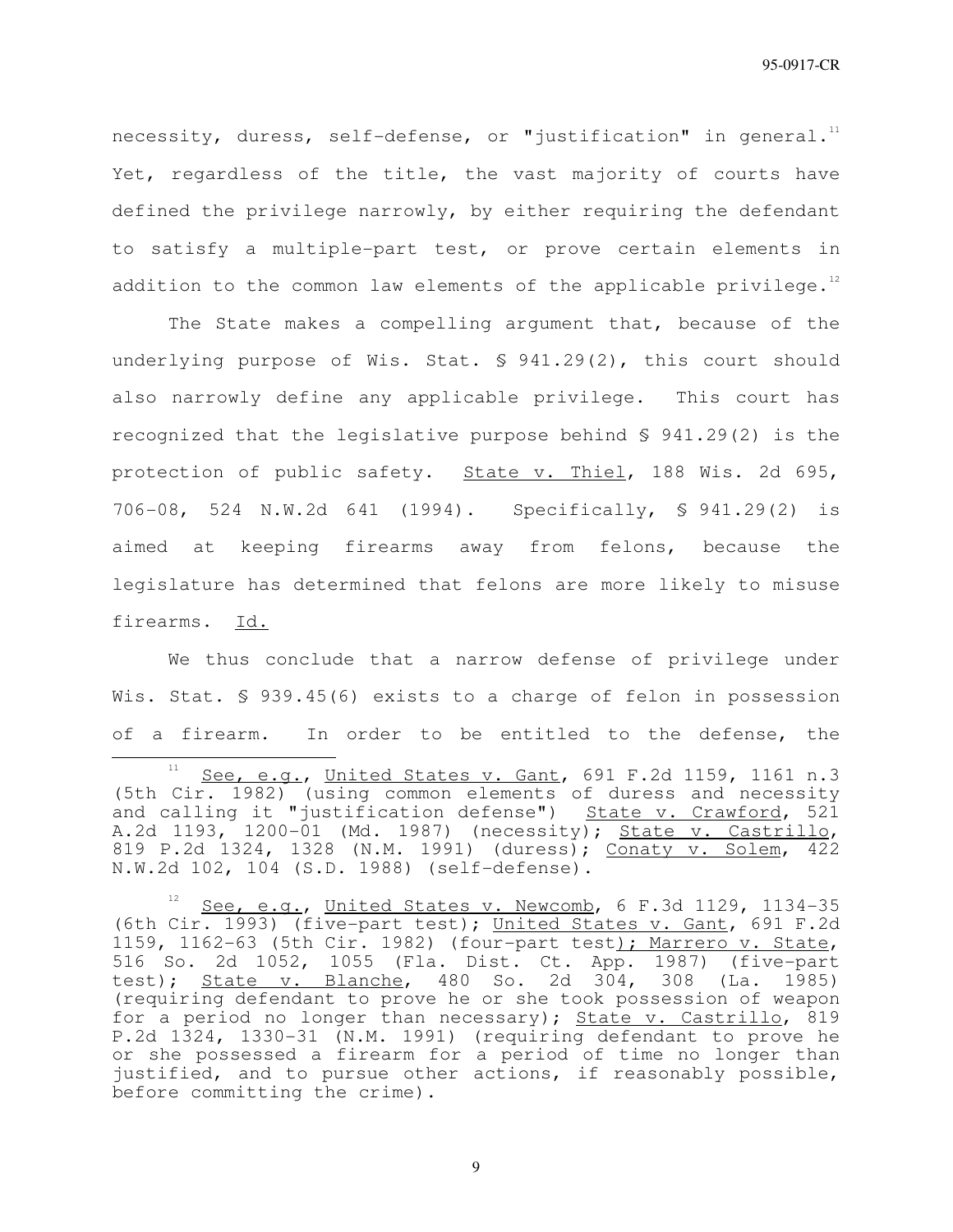necessity, duress, self-defense, or "justification" in general.[11] Yet, regardless of the title, the vast majority of courts have defined the privilege narrowly, by either requiring the defendant to satisfy a multiple-part test, or prove certain elements in addition to the common law elements of the applicable privilege.[12]

The State makes a compelling argument that, because of the underlying purpose of Wis. Stat. § 941.29(2), this court should also narrowly define any applicable privilege. This court has recognized that the legislative purpose behind § 941.29(2) is the protection of public safety. State v. Thiel, 188 Wis. 2d 695, 706-08, 524 N.W.2d 641 (1994). Specifically, § 941.29(2) is aimed at keeping firearms away from felons, because the legislature has determined that felons are more likely to misuse firearms. Id.

We thus conclude that a narrow defense of privilege under Wis. Stat. § 939.45(6) exists to a charge of felon in possession of a firearm. In order to be entitled to the defense, the

---

[11] See, e.g., United States v. Gant, 691 F.2d 1159, 1161 n.3 (5th Cir. 1982) (using common elements of duress and necessity and calling it "justification defense") State v. Crawford, 521 A.2d 1193, 1200-01 (Md. 1987) (necessity); State v. Castrillo, 819 P.2d 1324, 1328 (N.M. 1991) (duress); Conaty v. Solem, 422 N.W.2d 102, 104 (S.D. 1988) (self-defense).

[12] See, e.g., United States v. Newcomb, 6 F.3d 1129, 1134-35 (6th Cir. 1993) (five-part test); United States v. Gant, 691 F.2d 1159, 1162-63 (5th Cir. 1982) (four-part test); Marrero v. State, 516 So. 2d 1052, 1055 (Fla. Dist. Ct. App. 1987) (five-part test); State v. Blanche, 480 So. 2d 304, 308 (La. 1985) (requiring defendant to prove he or she took possession of weapon for a period no longer than necessary); State v. Castrillo, 819 P.2d 1324, 1330-31 (N.M. 1991) (requiring defendant to prove he or she possessed a firearm for a period of time no longer than justified, and to pursue other actions, if reasonably possible, before committing the crime).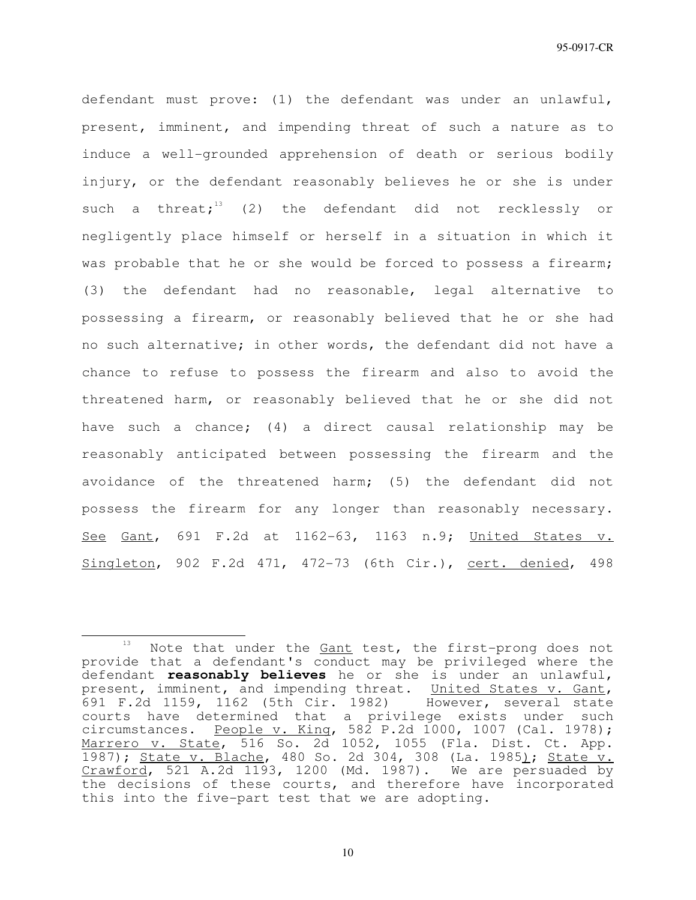defendant must prove: (1) the defendant was under an unlawful, present, imminent, and impending threat of such a nature as to induce a well-grounded apprehension of death or serious bodily injury, or the defendant reasonably believes he or she is under such a threat;[13] (2) the defendant did not recklessly or negligently place himself or herself in a situation in which it was probable that he or she would be forced to possess a firearm; (3) the defendant had no reasonable, legal alternative to possessing a firearm, or reasonably believed that he or she had no such alternative; in other words, the defendant did not have a chance to refuse to possess the firearm and also to avoid the threatened harm, or reasonably believed that he or she did not have such a chance; (4) a direct causal relationship may be reasonably anticipated between possessing the firearm and the avoidance of the threatened harm; (5) the defendant did not possess the firearm for any longer than reasonably necessary. See Gant, 691 F.2d at 1162-63, 1163 n.9; United States v. Singleton, 902 F.2d 471, 472-73 (6th Cir.), cert. denied, 498

---

[13] Note that under the Gant test, the first-prong does not provide that a defendant's conduct may be privileged where the defendant **reasonably believes** he or she is under an unlawful, present, imminent, and impending threat. United States v. Gant, 691 F.2d 1159, 1162 (5th Cir. 1982) However, several state courts have determined that a privilege exists under such circumstances. People v. King, 582 P.2d 1000, 1007 (Cal. 1978); Marrero v. State, 516 So. 2d 1052, 1055 (Fla. Dist. Ct. App. 1987); State v. Blache, 480 So. 2d 304, 308 (La. 1985); State v. Crawford, 521 A.2d 1193, 1200 (Md. 1987). We are persuaded by the decisions of these courts, and therefore have incorporated this into the five-part test that we are adopting.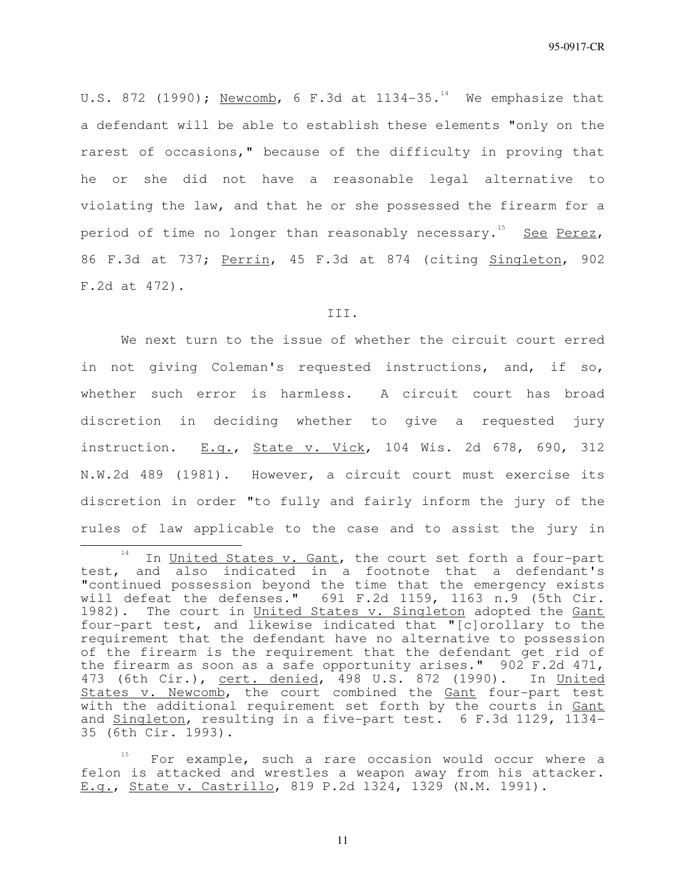U.S. 872 (1990); Newcomb, 6 F.3d at 1134-35.[14] We emphasize that a defendant will be able to establish these elements "only on the rarest of occasions," because of the difficulty in proving that he or she did not have a reasonable legal alternative to violating the law, and that he or she possessed the firearm for a period of time no longer than reasonably necessary.[15] See Perez, 86 F.3d at 737; Perrin, 45 F.3d at 874 (citing Singleton, 902 F.2d at 472).

III.

We next turn to the issue of whether the circuit court erred in not giving Coleman's requested instructions, and, if so, whether such error is harmless. A circuit court has broad discretion in deciding whether to give a requested jury instruction. E.g., State v. Vick, 104 Wis. 2d 678, 690, 312 N.W.2d 489 (1981). However, a circuit court must exercise its discretion in order "to fully and fairly inform the jury of the rules of law applicable to the case and to assist the jury in

---

[14] In United States v. Gant, the court set forth a four-part test, and also indicated in a footnote that a defendant's "continued possession beyond the time that the emergency exists will defeat the defenses." 691 F.2d 1159, 1163 n.9 (5th Cir. 1982). The court in United States v. Singleton adopted the Gant four-part test, and likewise indicated that "[c]orollary to the requirement that the defendant have no alternative to possession of the firearm is the requirement that the defendant get rid of the firearm as soon as a safe opportunity arises." 902 F.2d 471, 473 (6th Cir.), cert. denied, 498 U.S. 872 (1990). In United States v. Newcomb, the court combined the Gant four-part test with the additional requirement set forth by the courts in Gant and Singleton, resulting in a five-part test. 6 F.3d 1129, 1134-35 (6th Cir. 1993).

[15] For example, such a rare occasion would occur where a felon is attacked and wrestles a weapon away from his attacker. E.g., State v. Castrillo, 819 P.2d 1324, 1329 (N.M. 1991).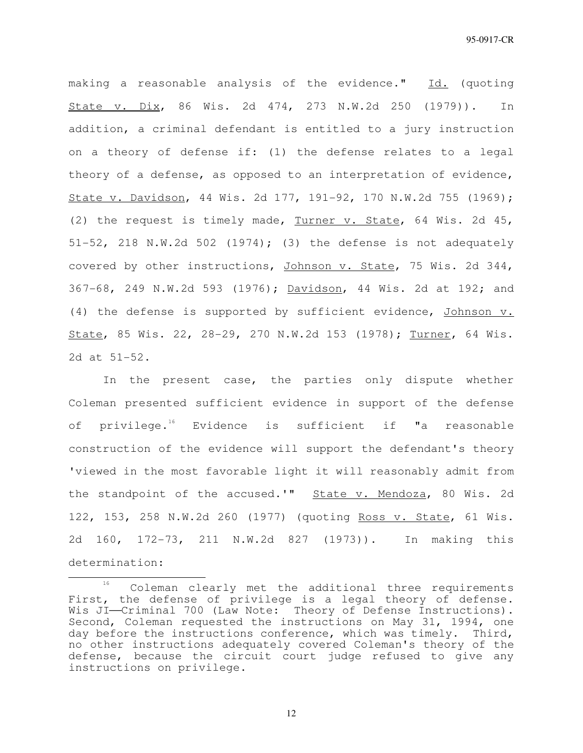making a reasonable analysis of the evidence." Id. (quoting State v. Dix, 86 Wis. 2d 474, 273 N.W.2d 250 (1979)). In addition, a criminal defendant is entitled to a jury instruction on a theory of defense if: (1) the defense relates to a legal theory of a defense, as opposed to an interpretation of evidence, State v. Davidson, 44 Wis. 2d 177, 191-92, 170 N.W.2d 755 (1969); (2) the request is timely made, Turner v. State, 64 Wis. 2d 45, 51-52, 218 N.W.2d 502 (1974); (3) the defense is not adequately covered by other instructions, Johnson v. State, 75 Wis. 2d 344, 367-68, 249 N.W.2d 593 (1976); Davidson, 44 Wis. 2d at 192; and (4) the defense is supported by sufficient evidence, Johnson v. State, 85 Wis. 22, 28-29, 270 N.W.2d 153 (1978); Turner, 64 Wis. 2d at 51-52.

In the present case, the parties only dispute whether Coleman presented sufficient evidence in support of the defense of privilege.[16] Evidence is sufficient if "a reasonable construction of the evidence will support the defendant's theory 'viewed in the most favorable light it will reasonably admit from the standpoint of the accused.'" State v. Mendoza, 80 Wis. 2d 122, 153, 258 N.W.2d 260 (1977) (quoting Ross v. State, 61 Wis. 2d 160, 172-73, 211 N.W.2d 827 (1973)). In making this determination:

---

[16] Coleman clearly met the additional three requirements First, the defense of privilege is a legal theory of defense. Wis JI——Criminal 700 (Law Note: Theory of Defense Instructions). Second, Coleman requested the instructions on May 31, 1994, one day before the instructions conference, which was timely. Third, no other instructions adequately covered Coleman's theory of the defense, because the circuit court judge refused to give any instructions on privilege.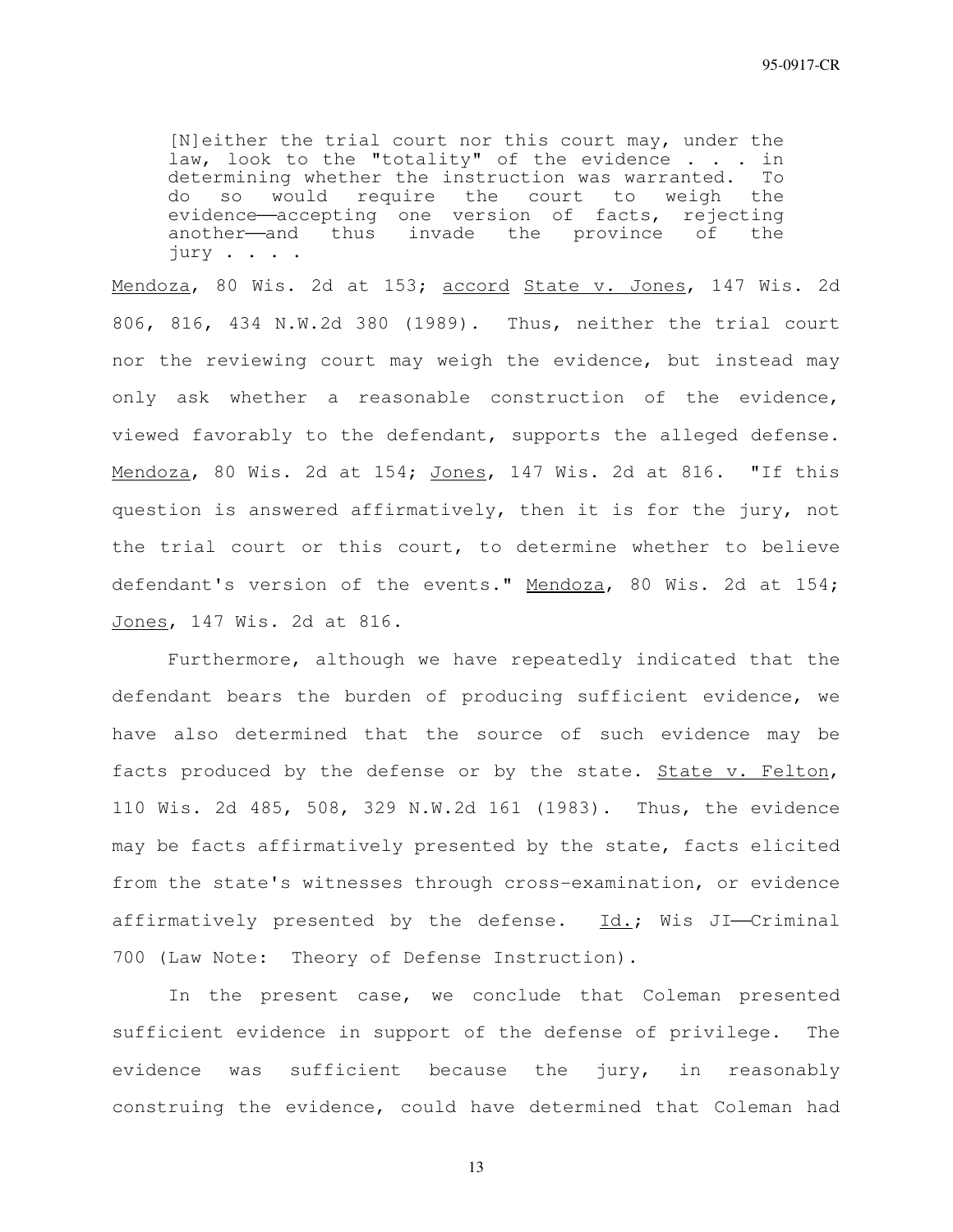> [N]either the trial court nor this court may, under the law, look to the "totality" of the evidence . . . in determining whether the instruction was warranted. To do so would require the court to weigh the evidence——accepting one version of facts, rejecting another——and thus invade the province of the jury . . . .

Mendoza, 80 Wis. 2d at 153; accord State v. Jones, 147 Wis. 2d 806, 816, 434 N.W.2d 380 (1989). Thus, neither the trial court nor the reviewing court may weigh the evidence, but instead may only ask whether a reasonable construction of the evidence, viewed favorably to the defendant, supports the alleged defense. Mendoza, 80 Wis. 2d at 154; Jones, 147 Wis. 2d at 816. "If this question is answered affirmatively, then it is for the jury, not the trial court or this court, to determine whether to believe defendant's version of the events." Mendoza, 80 Wis. 2d at 154; Jones, 147 Wis. 2d at 816.

Furthermore, although we have repeatedly indicated that the defendant bears the burden of producing sufficient evidence, we have also determined that the source of such evidence may be facts produced by the defense or by the state. State v. Felton, 110 Wis. 2d 485, 508, 329 N.W.2d 161 (1983). Thus, the evidence may be facts affirmatively presented by the state, facts elicited from the state's witnesses through cross-examination, or evidence affirmatively presented by the defense. Id.; Wis JI——Criminal 700 (Law Note: Theory of Defense Instruction).

In the present case, we conclude that Coleman presented sufficient evidence in support of the defense of privilege. The evidence was sufficient because the jury, in reasonably construing the evidence, could have determined that Coleman had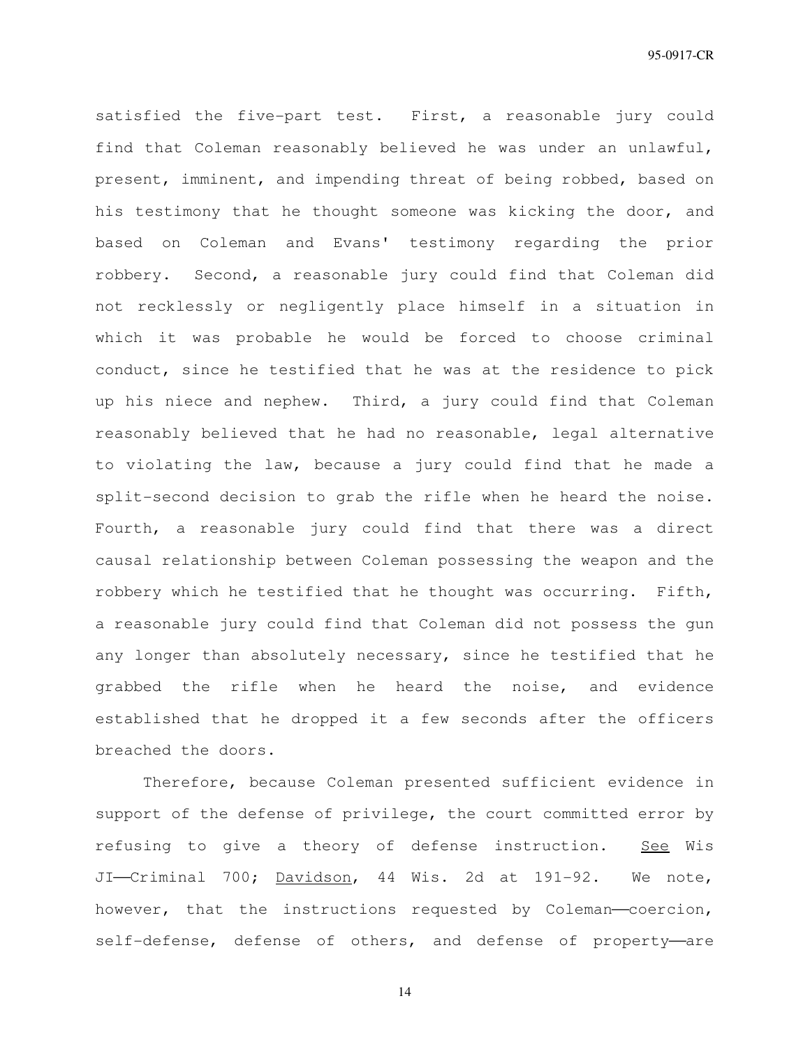satisfied the five-part test. First, a reasonable jury could find that Coleman reasonably believed he was under an unlawful, present, imminent, and impending threat of being robbed, based on his testimony that he thought someone was kicking the door, and based on Coleman and Evans' testimony regarding the prior robbery. Second, a reasonable jury could find that Coleman did not recklessly or negligently place himself in a situation in which it was probable he would be forced to choose criminal conduct, since he testified that he was at the residence to pick up his niece and nephew. Third, a jury could find that Coleman reasonably believed that he had no reasonable, legal alternative to violating the law, because a jury could find that he made a split-second decision to grab the rifle when he heard the noise. Fourth, a reasonable jury could find that there was a direct causal relationship between Coleman possessing the weapon and the robbery which he testified that he thought was occurring. Fifth, a reasonable jury could find that Coleman did not possess the gun any longer than absolutely necessary, since he testified that he grabbed the rifle when he heard the noise, and evidence established that he dropped it a few seconds after the officers breached the doors.

Therefore, because Coleman presented sufficient evidence in support of the defense of privilege, the court committed error by refusing to give a theory of defense instruction. See Wis JI——Criminal 700; Davidson, 44 Wis. 2d at 191-92. We note, however, that the instructions requested by Coleman——coercion, self-defense, defense of others, and defense of property——are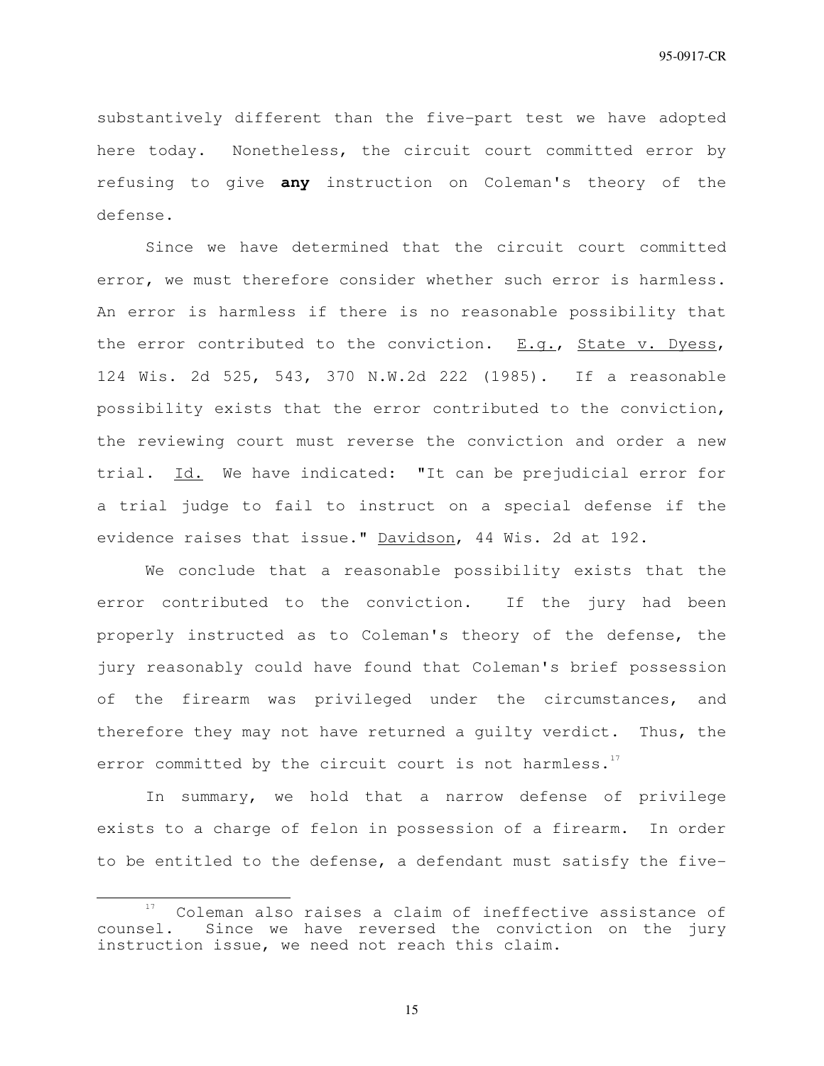substantively different than the five-part test we have adopted here today. Nonetheless, the circuit court committed error by refusing to give **any** instruction on Coleman's theory of the defense.

Since we have determined that the circuit court committed error, we must therefore consider whether such error is harmless. An error is harmless if there is no reasonable possibility that the error contributed to the conviction. E.g., State v. Dyess, 124 Wis. 2d 525, 543, 370 N.W.2d 222 (1985). If a reasonable possibility exists that the error contributed to the conviction, the reviewing court must reverse the conviction and order a new trial. Id. We have indicated: "It can be prejudicial error for a trial judge to fail to instruct on a special defense if the evidence raises that issue." Davidson, 44 Wis. 2d at 192.

We conclude that a reasonable possibility exists that the error contributed to the conviction. If the jury had been properly instructed as to Coleman's theory of the defense, the jury reasonably could have found that Coleman's brief possession of the firearm was privileged under the circumstances, and therefore they may not have returned a guilty verdict. Thus, the error committed by the circuit court is not harmless.[17]

In summary, we hold that a narrow defense of privilege exists to a charge of felon in possession of a firearm. In order to be entitled to the defense, a defendant must satisfy the five-

---

[17] Coleman also raises a claim of ineffective assistance of counsel. Since we have reversed the conviction on the jury instruction issue, we need not reach this claim.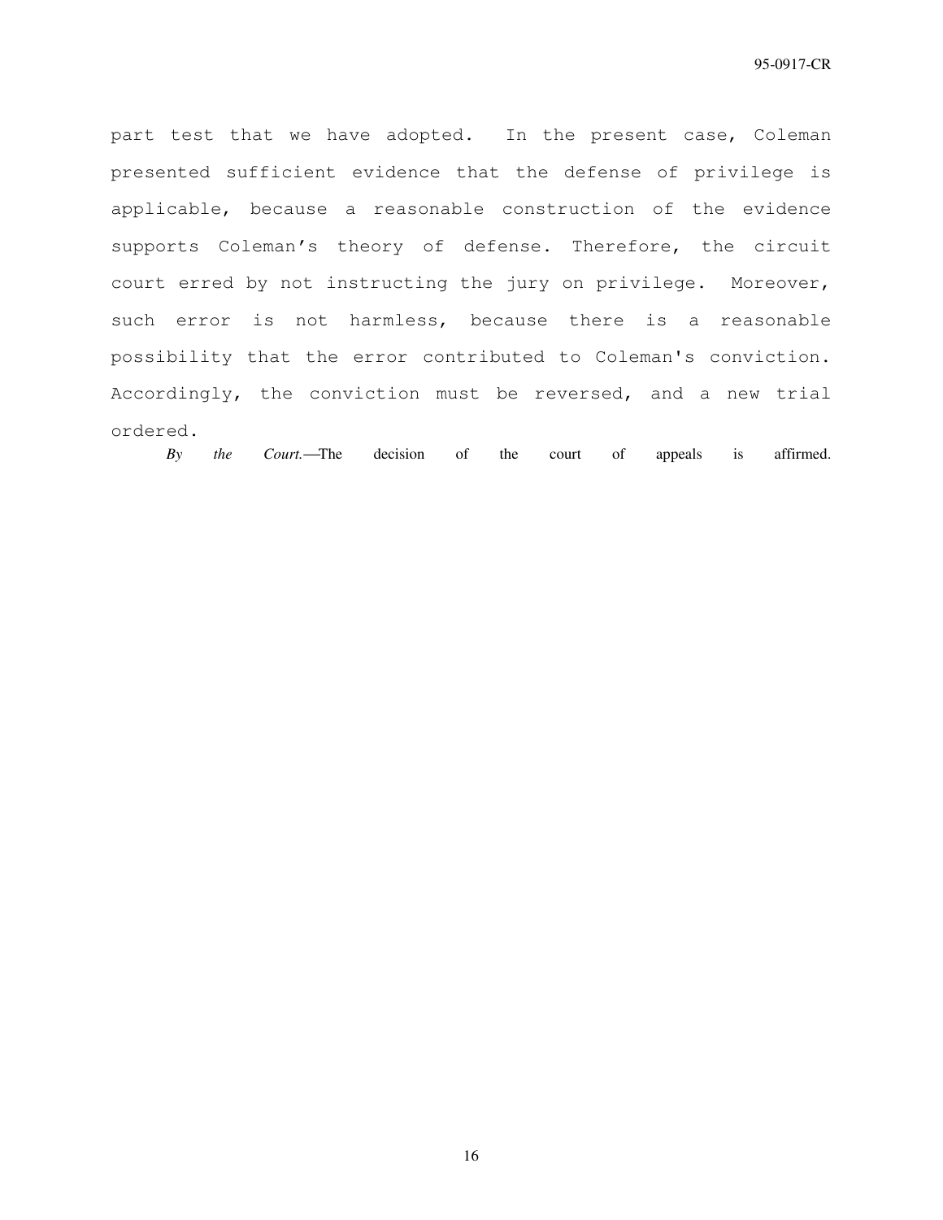part test that we have adopted. In the present case, Coleman presented sufficient evidence that the defense of privilege is applicable, because a reasonable construction of the evidence supports Coleman's theory of defense. Therefore, the circuit court erred by not instructing the jury on privilege. Moreover, such error is not harmless, because there is a reasonable possibility that the error contributed to Coleman's conviction. Accordingly, the conviction must be reversed, and a new trial ordered.

*By the Court.*—The decision of the court of appeals is affirmed.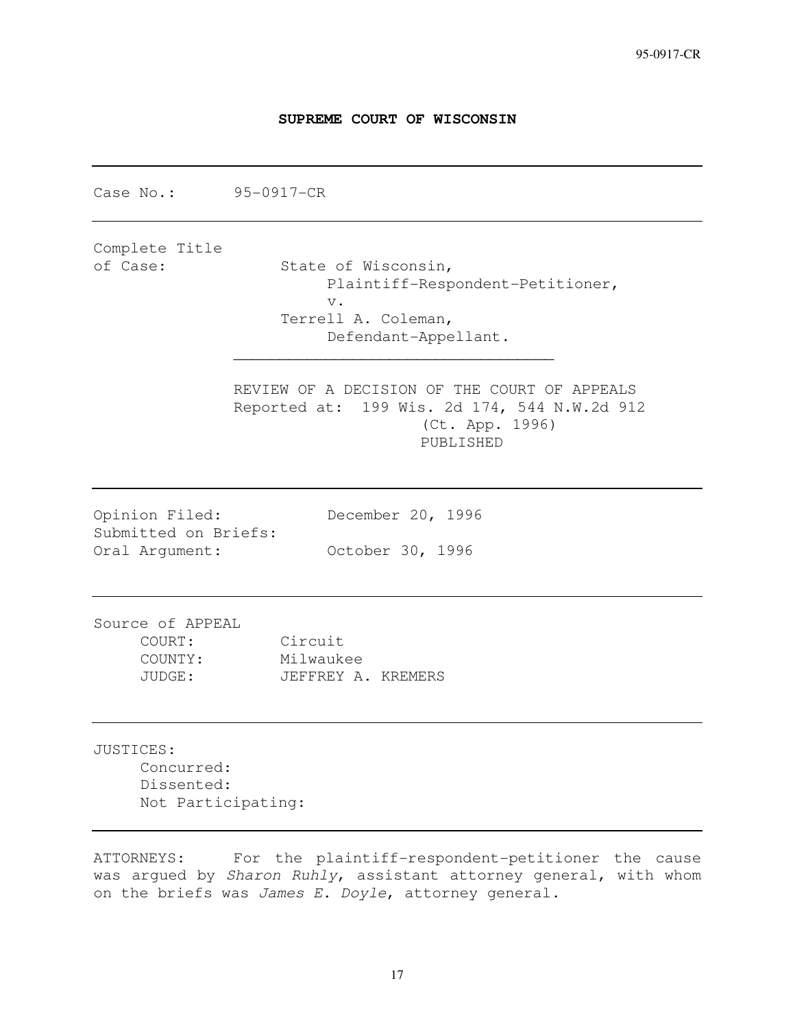**SUPREME COURT OF WISCONSIN**

---

Case No.: 95-0917-CR

---

Complete Title of Case:

State of Wisconsin,
Plaintiff-Respondent-Petitioner,
v.
Terrell A. Coleman,
Defendant-Appellant.

---

REVIEW OF A DECISION OF THE COURT OF APPEALS
Reported at: 199 Wis. 2d 174, 544 N.W.2d 912
(Ct. App. 1996)
PUBLISHED

---

Opinion Filed: December 20, 1996
Submitted on Briefs:
Oral Argument: October 30, 1996

---

Source of APPEAL
COURT: Circuit
COUNTY: Milwaukee
JUDGE: JEFFREY A. KREMERS

---

JUSTICES:
Concurred:
Dissented:
Not Participating:

---

ATTORNEYS: For the plaintiff-respondent-petitioner the cause was argued by *Sharon Ruhly*, assistant attorney general, with whom on the briefs was *James E. Doyle*, attorney general.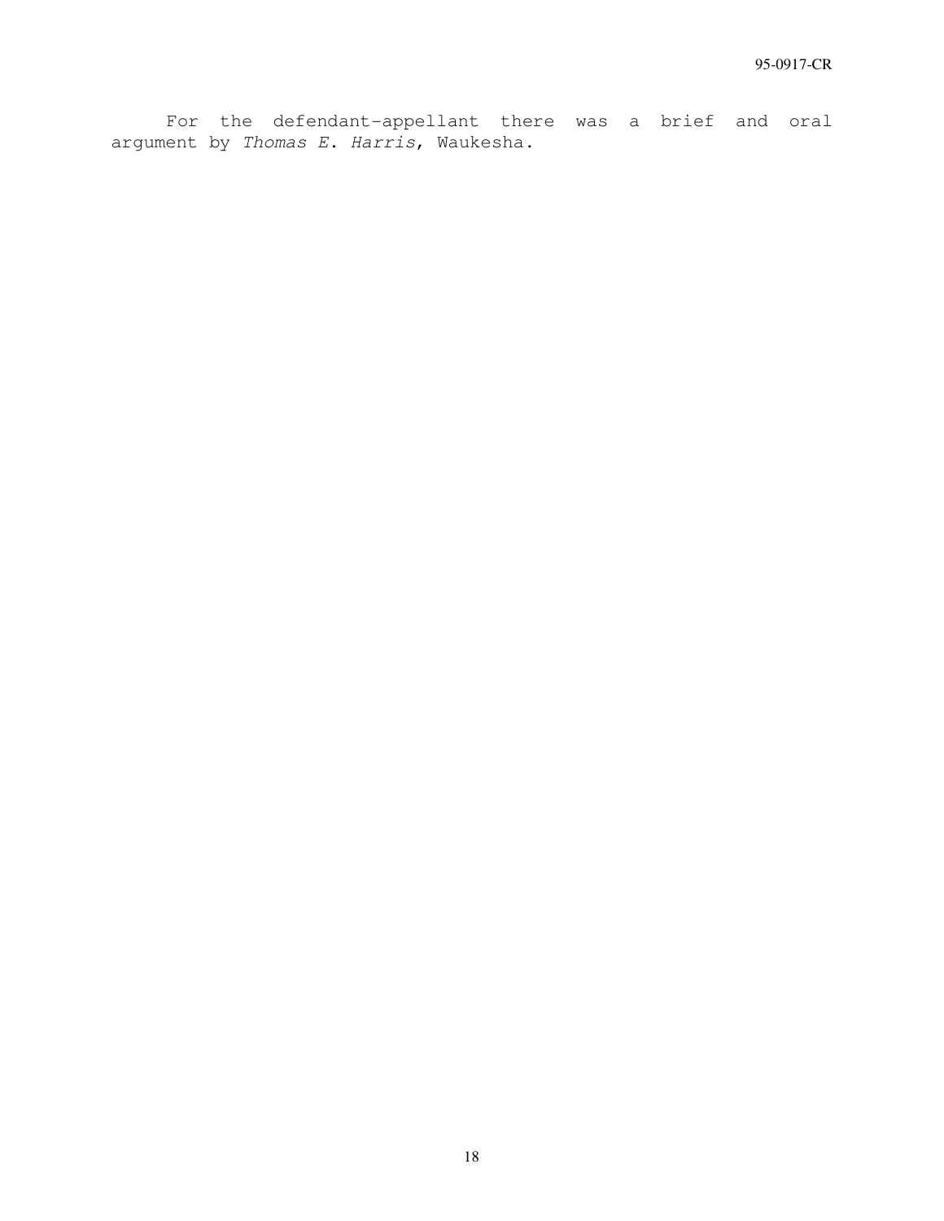For the defendant-appellant there was a brief and oral argument by *Thomas E. Harris*, Waukesha.